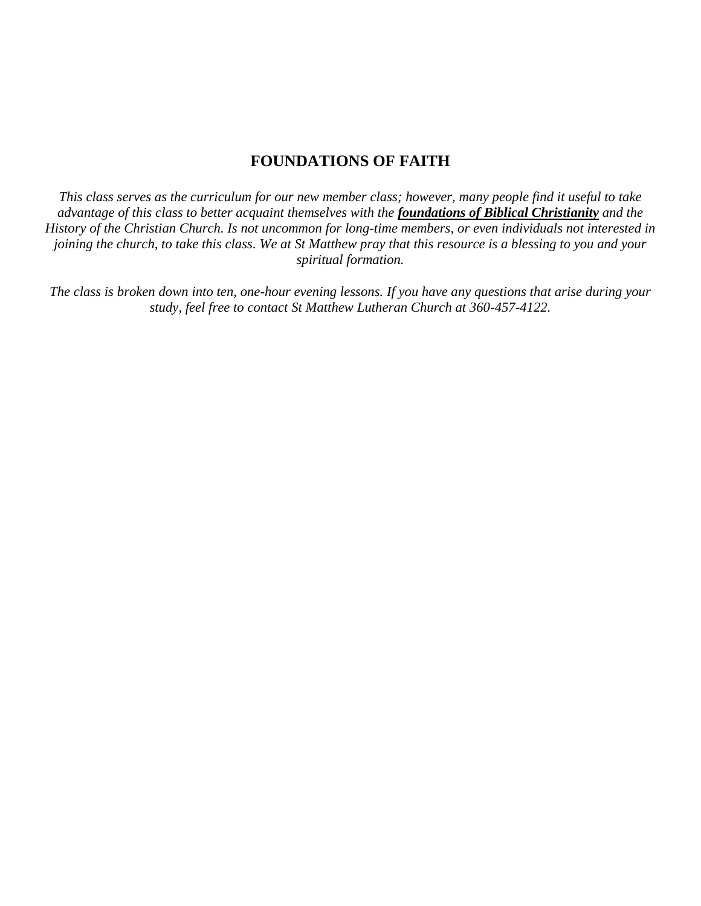# FOUNDATIONS OF FAITH

*This class serves as the curriculum for our new member class; however, many people find it useful to take advantage of this class to better acquaint themselves with the* ***foundations of Biblical Christianity*** *and the History of the Christian Church. Is not uncommon for long-time members, or even individuals not interested in joining the church, to take this class. We at St Matthew pray that this resource is a blessing to you and your spiritual formation.*

*The class is broken down into ten, one-hour evening lessons. If you have any questions that arise during your study, feel free to contact St Matthew Lutheran Church at 360-457-4122.*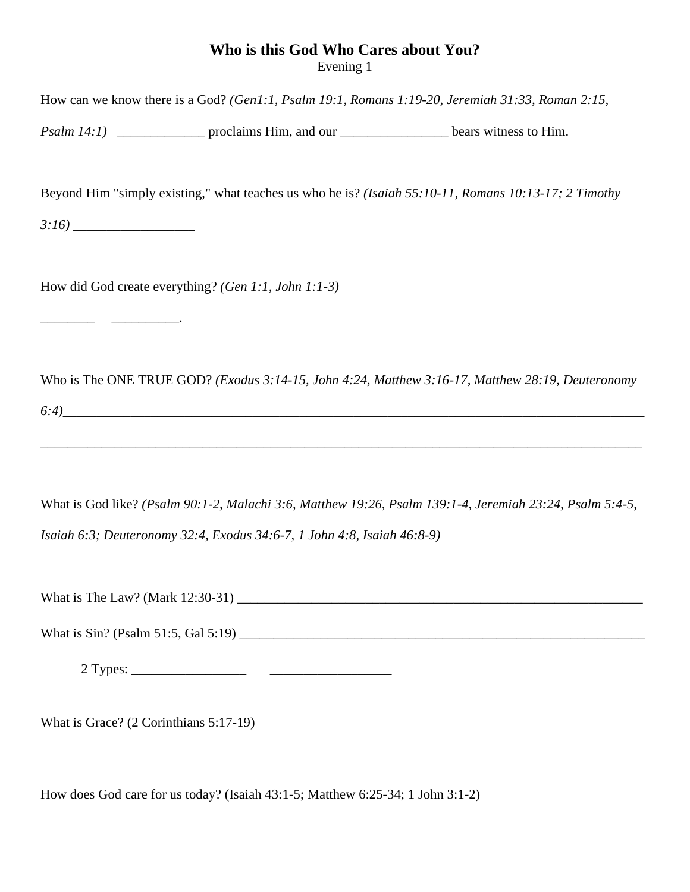# **Who is this God Who Cares about You?**

Evening 1

How can we know there is a God? *(Gen1:1, Psalm 19:1, Romans 1:19-20, Jeremiah 31:33, Roman 2:15, Psalm 14:1)* _____________ proclaims Him, and our ________________ bears witness to Him.

Beyond Him "simply existing," what teaches us who he is? *(Isaiah 55:10-11, Romans 10:13-17; 2 Timothy 3:16)* __________________

How did God create everything? *(Gen 1:1, John 1:1-3)*

________ __________.

Who is The ONE TRUE GOD? *(Exodus 3:14-15, John 4:24, Matthew 3:16-17, Matthew 28:19, Deuteronomy 6:4)*_____________________________________________________________________________________

_____________________________________________________________________________________

What is God like? *(Psalm 90:1-2, Malachi 3:6, Matthew 19:26, Psalm 139:1-4, Jeremiah 23:24, Psalm 5:4-5, Isaiah 6:3; Deuteronomy 32:4, Exodus 34:6-7, 1 John 4:8, Isaiah 46:8-9)*

What is The Law? (Mark 12:30-31) ________________________________________________________________

What is Sin? (Psalm 51:5, Gal 5:19) ______________________________________________________________

2 Types: _________________ __________________

What is Grace? (2 Corinthians 5:17-19)

How does God care for us today? (Isaiah 43:1-5; Matthew 6:25-34; 1 John 3:1-2)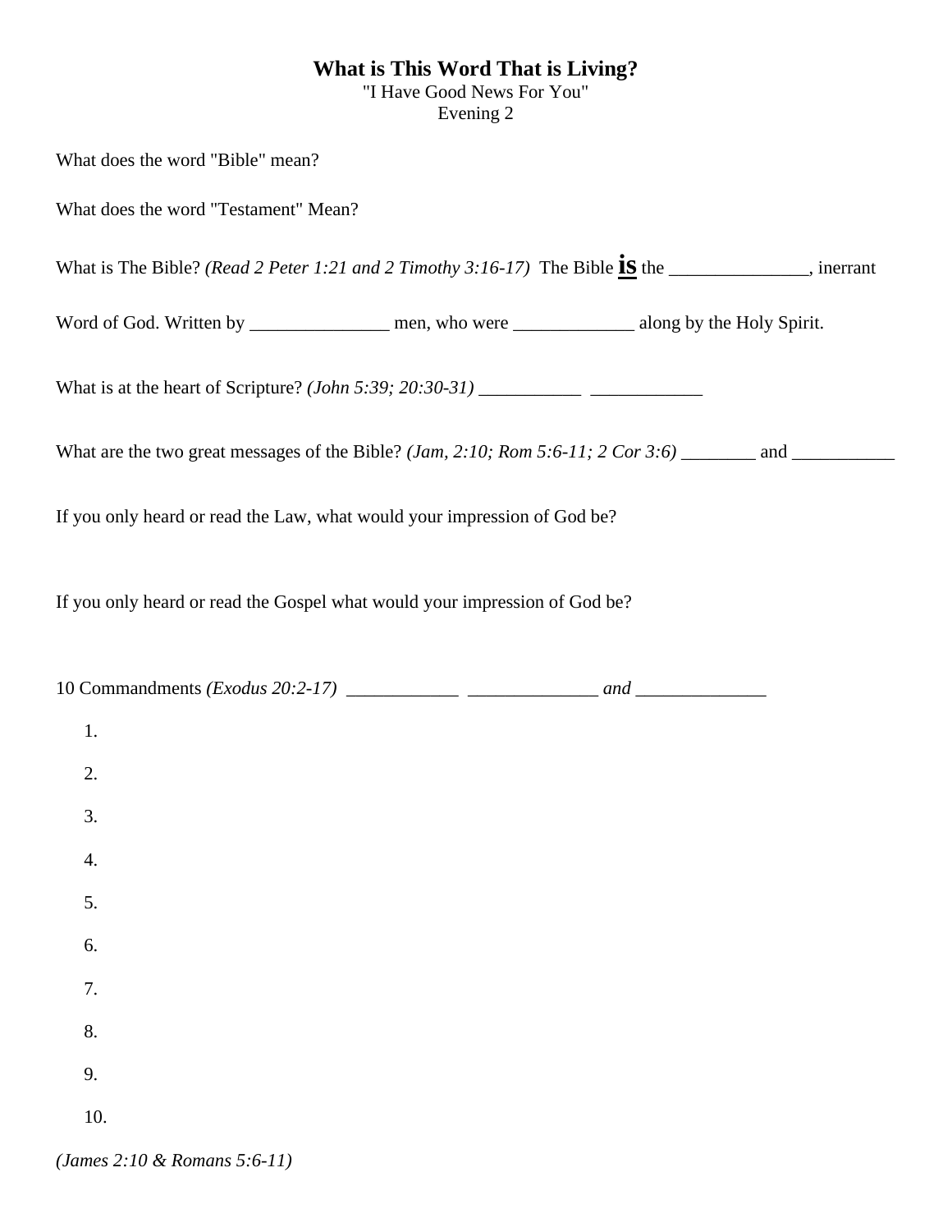# What is This Word That is Living?

"I Have Good News For You"
Evening 2

What does the word "Bible" mean?

What does the word "Testament" Mean?

What is The Bible? *(Read 2 Peter 1:21 and 2 Timothy 3:16-17)* The Bible **<u>is</u>** the _______________, inerrant Word of God. Written by _______________ men, who were _____________ along by the Holy Spirit.

What is at the heart of Scripture? *(John 5:39; 20:30-31)* ___________ ____________

What are the two great messages of the Bible? *(Jam, 2:10; Rom 5:6-11; 2 Cor 3:6)* ________ and ___________

If you only heard or read the Law, what would your impression of God be?

If you only heard or read the Gospel what would your impression of God be?

10 Commandments *(Exodus 20:2-17)* ____________ ______________ *and* ______________

1.
2.
3.
4.
5.
6.
7.
8.
9.
10.

*(James 2:10 & Romans 5:6-11)*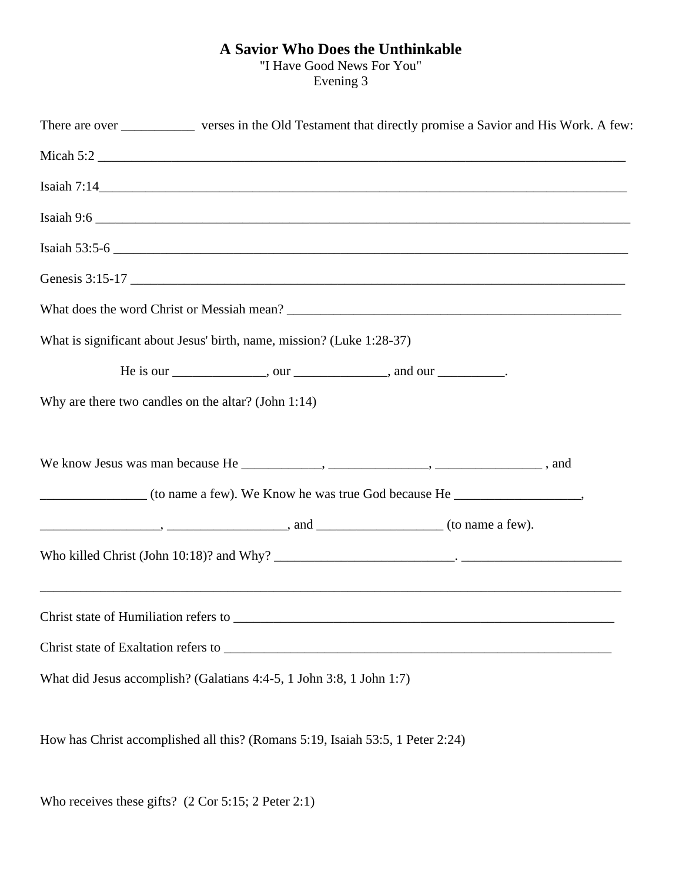# A Savior Who Does the Unthinkable

"I Have Good News For You"

Evening 3

There are over ___________ verses in the Old Testament that directly promise a Savior and His Work. A few:

Micah 5:2 ________________________________________________________________________________

Isaiah 7:14________________________________________________________________________________

Isaiah 9:6 ________________________________________________________________________________

Isaiah 53:5-6 _____________________________________________________________________________

Genesis 3:15-17 ___________________________________________________________________________

What does the word Christ or Messiah mean? ____________________________________________________

What is significant about Jesus' birth, name, mission? (Luke 1:28-37)

He is our ______________, our ______________, and our __________.

Why are there two candles on the altar? (John 1:14)

We know Jesus was man because He ____________, _______________, ________________ , and ________________ (to name a few). We Know he was true God because He ___________________, __________________, __________________, and ___________________ (to name a few).

Who killed Christ (John 10:18)? and Why? ___________________________. ________________________

_____________________________________________________________________________________

Christ state of Humiliation refers to ______________________________________________________

Christ state of Exaltation refers to _______________________________________________________

What did Jesus accomplish? (Galatians 4:4-5, 1 John 3:8, 1 John 1:7)

How has Christ accomplished all this? (Romans 5:19, Isaiah 53:5, 1 Peter 2:24)

Who receives these gifts? (2 Cor 5:15; 2 Peter 2:1)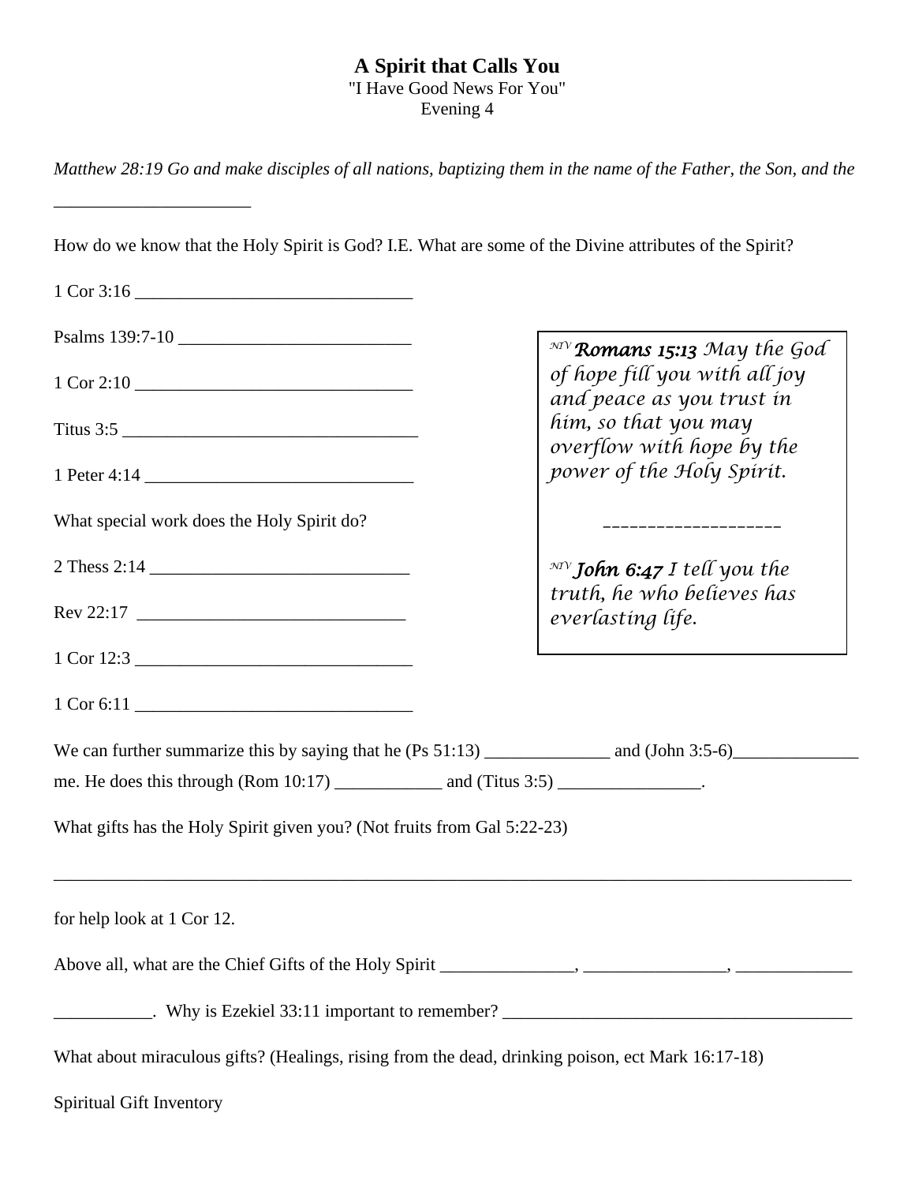# A Spirit that Calls You

"I Have Good News For You"
Evening 4

*Matthew 28:19 Go and make disciples of all nations, baptizing them in the name of the Father, the Son, and the*

______________________

How do we know that the Holy Spirit is God? I.E. What are some of the Divine attributes of the Spirit?

1 Cor 3:16 _______________________________

Psalms 139:7-10 __________________________

1 Cor 2:10 _______________________________

Titus 3:5 _________________________________

1 Peter 4:14 ______________________________

What special work does the Holy Spirit do?

2 Thess 2:14 _____________________________

Rev 22:17 ______________________________

1 Cor 12:3 _______________________________

1 Cor 6:11 _______________________________

> NIV ***Romans 15:13*** *May the God of hope fill you with all joy and peace as you trust in him, so that you may overflow with hope by the power of the Holy Spirit.*
>
> ____________________
>
> NIV ***John 6:47*** *I tell you the truth, he who believes has everlasting life.*

We can further summarize this by saying that he (Ps 51:13) ______________ and (John 3:5-6)______________ me. He does this through (Rom 10:17) ____________ and (Titus 3:5) ________________.

What gifts has the Holy Spirit given you? (Not fruits from Gal 5:22-23)

_____________________________________________________________________________________

for help look at 1 Cor 12.

Above all, what are the Chief Gifts of the Holy Spirit _______________, ________________, _____________

___________. Why is Ezekiel 33:11 important to remember? ________________________________________

What about miraculous gifts? (Healings, rising from the dead, drinking poison, ect Mark 16:17-18)

Spiritual Gift Inventory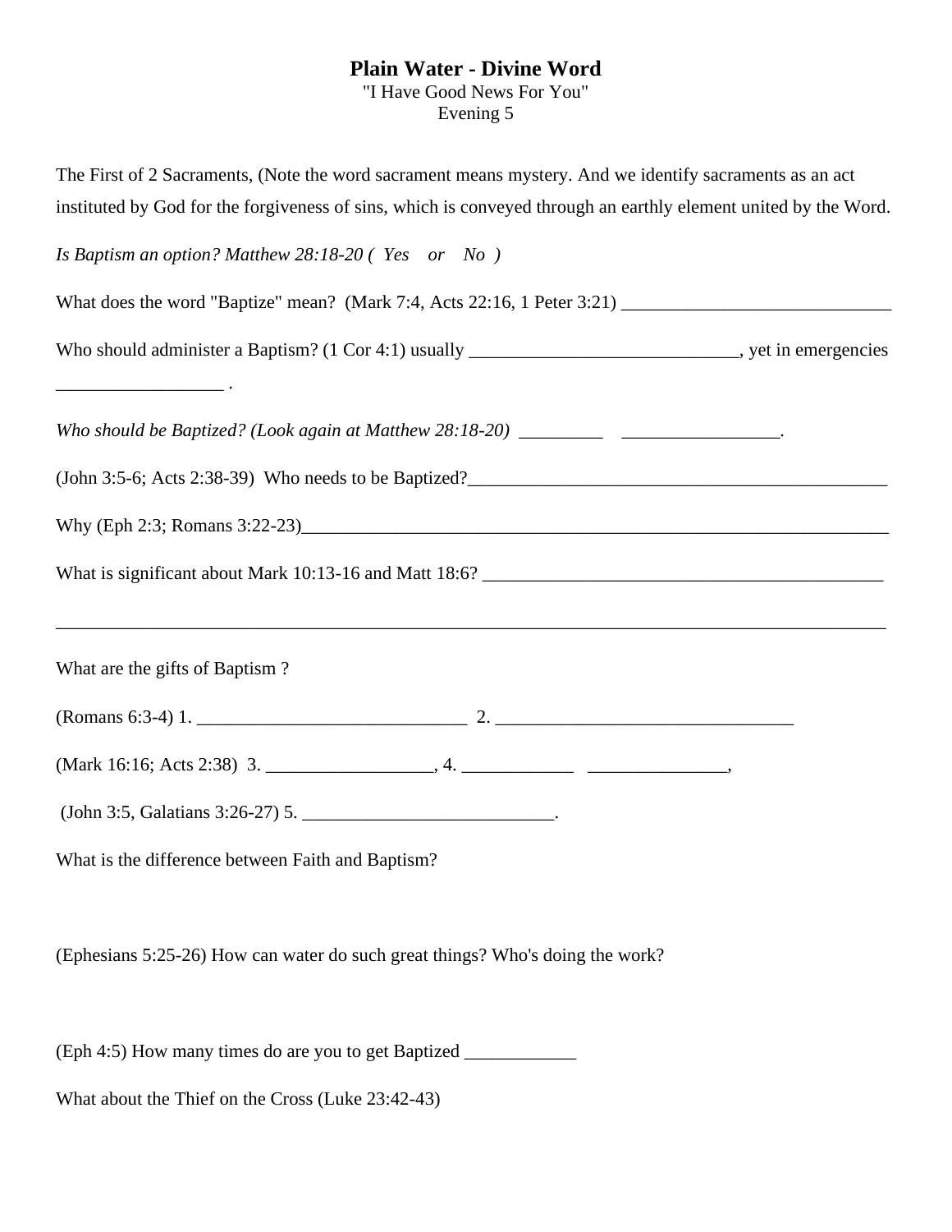# Plain Water - Divine Word

"I Have Good News For You"
Evening 5

The First of 2 Sacraments, (Note the word sacrament means mystery. And we identify sacraments as an act instituted by God for the forgiveness of sins, which is conveyed through an earthly element united by the Word.

*Is Baptism an option? Matthew 28:18-20 ( Yes or No )*

What does the word "Baptize" mean? (Mark 7:4, Acts 22:16, 1 Peter 3:21) ______________________________

Who should administer a Baptism? (1 Cor 4:1) usually ______________________________, yet in emergencies __________________ .

*Who should be Baptized? (Look again at Matthew 28:18-20)* _________ _________________.

(John 3:5-6; Acts 2:38-39) Who needs to be Baptized?_______________________________________________

Why (Eph 2:3; Romans 3:22-23)___________________________________________________________________

What is significant about Mark 10:13-16 and Matt 18:6? _____________________________________________

_____________________________________________________________________________________________

What are the gifts of Baptism ?

(Romans 6:3-4) 1. ______________________________ 2. _________________________________

(Mark 16:16; Acts 2:38) 3. __________________, 4. ____________ _______________,

(John 3:5, Galatians 3:26-27) 5. ___________________________.

What is the difference between Faith and Baptism?

(Ephesians 5:25-26) How can water do such great things? Who's doing the work?

(Eph 4:5) How many times do are you to get Baptized ____________

What about the Thief on the Cross (Luke 23:42-43)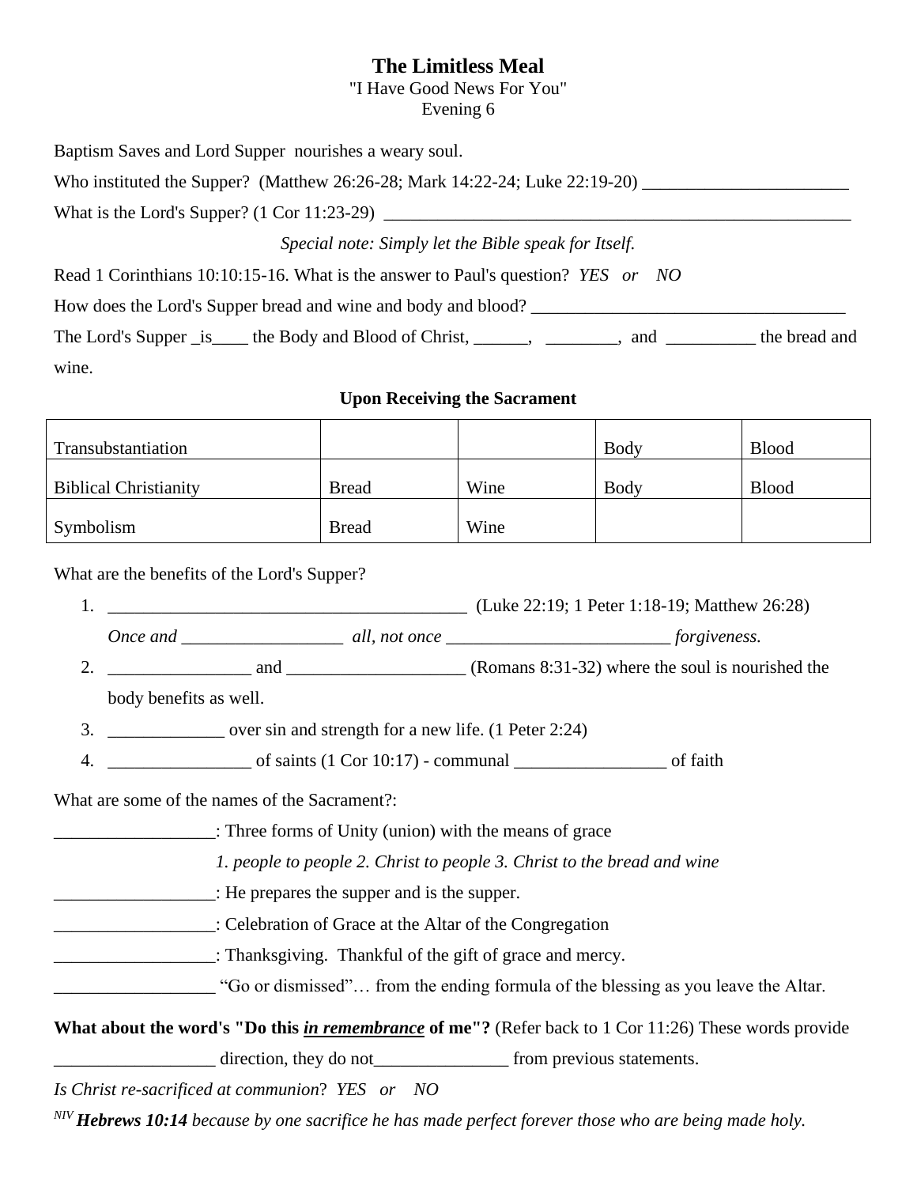# The Limitless Meal

"I Have Good News For You"
Evening 6

Baptism Saves and Lord Supper nourishes a weary soul.

Who instituted the Supper? (Matthew 26:26-28; Mark 14:22-24; Luke 22:19-20) _______________________

What is the Lord's Supper? (1 Cor 11:23-29) ____________________________________________________

*Special note: Simply let the Bible speak for Itself.*

Read 1 Corinthians 10:10:15-16. What is the answer to Paul's question? *YES or NO*

How does the Lord's Supper bread and wine and body and blood? ___________________________________

The Lord's Supper _is____ the Body and Blood of Christ, ______, ________, and __________ the bread and wine.

**Upon Receiving the Sacrament**

| | | | | |
|---|---|---|---|---|
| Transubstantiation | | | Body | Blood |
| Biblical Christianity | Bread | Wine | Body | Blood |
| Symbolism | Bread | Wine | | |

What are the benefits of the Lord's Supper?

1. _________________________________________ (Luke 22:19; 1 Peter 1:18-19; Matthew 26:28)
   *Once and __________________ all, not once _________________________ forgiveness.*
2. ________________ and ____________________ (Romans 8:31-32) where the soul is nourished the body benefits as well.
3. _____________ over sin and strength for a new life. (1 Peter 2:24)
4. ________________ of saints (1 Cor 10:17) - communal _________________ of faith

What are some of the names of the Sacrament?:

__________________: Three forms of Unity (union) with the means of grace
*1. people to people 2. Christ to people 3. Christ to the bread and wine*

__________________: He prepares the supper and is the supper.

__________________: Celebration of Grace at the Altar of the Congregation

__________________: Thanksgiving. Thankful of the gift of grace and mercy.

__________________ "Go or dismissed"… from the ending formula of the blessing as you leave the Altar.

**What about the word's "Do this *in remembrance* of me"?** (Refer back to 1 Cor 11:26) These words provide __________________ direction, they do not_______________ from previous statements.

*Is Christ re-sacrificed at communion? YES or NO*

*NIV **Hebrews 10:14** because by one sacrifice he has made perfect forever those who are being made holy.*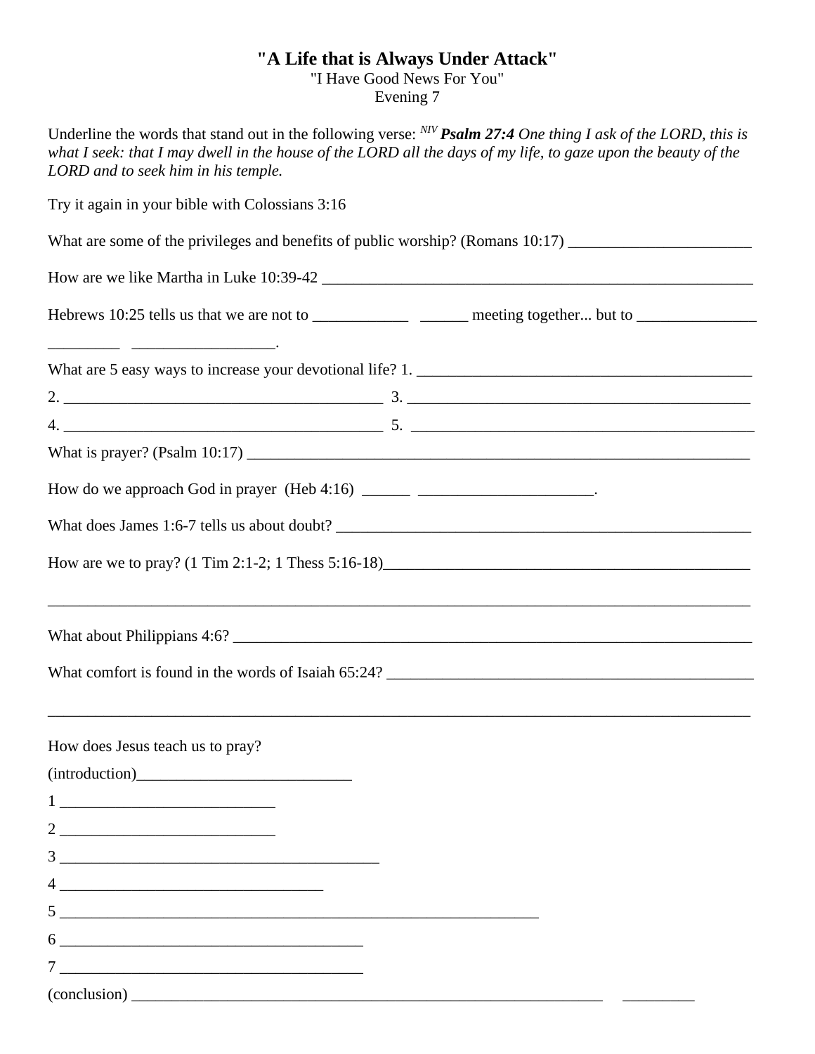# "A Life that is Always Under Attack"

"I Have Good News For You"
Evening 7

Underline the words that stand out in the following verse: NIV ***Psalm 27:4*** *One thing I ask of the LORD, this is what I seek: that I may dwell in the house of the LORD all the days of my life, to gaze upon the beauty of the LORD and to seek him in his temple.*

Try it again in your bible with Colossians 3:16

What are some of the privileges and benefits of public worship? (Romans 10:17) _______________________

How are we like Martha in Luke 10:39-42 _______________________________________________________

Hebrews 10:25 tells us that we are not to ____________ ______ meeting together... but to _______________ _________ __________________.

What are 5 easy ways to increase your devotional life? 1. ___________________________________________

2. _________________________________________ 3. _____________________________________________

4. _________________________________________ 5. _____________________________________________

What is prayer? (Psalm 10:17) _______________________________________________________________

How do we approach God in prayer (Heb 4:16) ______ ______________________.

What does James 1:6-7 tells us about doubt? ____________________________________________________

How are we to pray? (1 Tim 2:1-2; 1 Thess 5:16-18)_______________________________________________

_______________________________________________________________________________________

What about Philippians 4:6? _________________________________________________________________

What comfort is found in the words of Isaiah 65:24? _______________________________________________

_______________________________________________________________________________________

How does Jesus teach us to pray?

(introduction)___________________________

1 ___________________________

2 ___________________________

3 _________________________________________

4 _________________________________

5 ______________________________________________________________

6 _______________________________________

7 _______________________________________

(conclusion) _____________________________________________________________ _________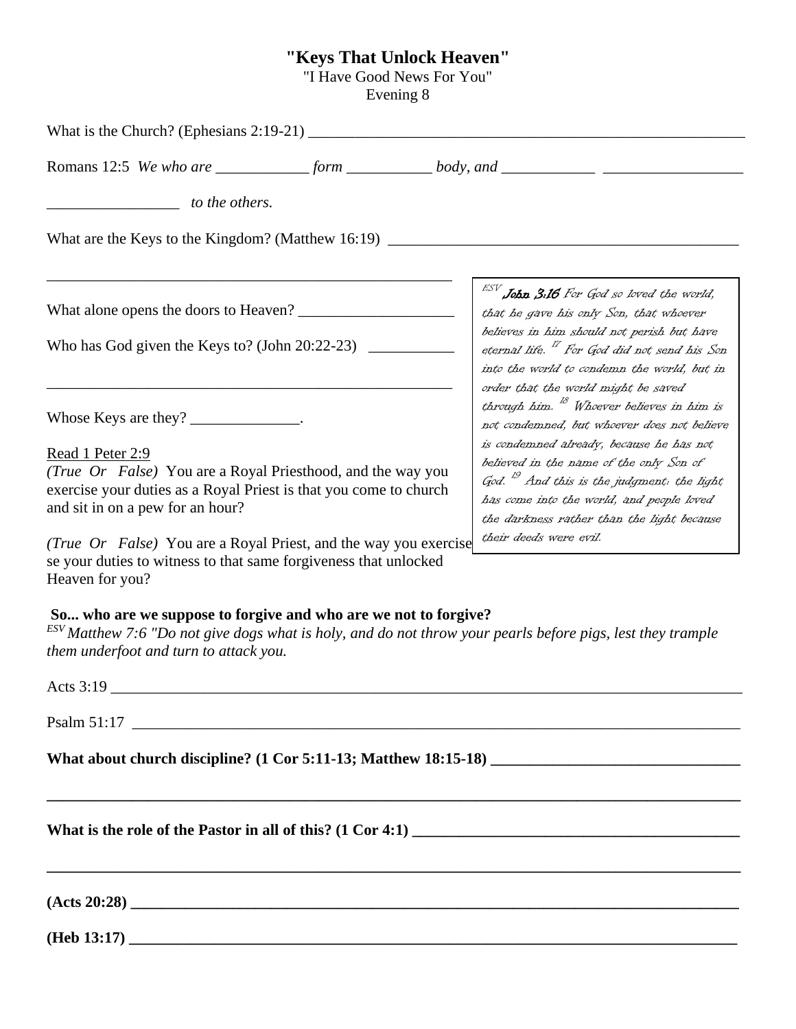# "Keys That Unlock Heaven"

"I Have Good News For You"
Evening 8

What is the Church? (Ephesians 2:19-21) ____________________________________________________________

Romans 12:5 *We who are ____________ form ___________ body, and ____________ _________________*

_________________ *to the others.*

What are the Keys to the Kingdom? (Matthew 16:19) _____________________________________________

_______________________________________________________

What alone opens the doors to Heaven? ___________________

Who has God given the Keys to? (John 20:22-23) ___________

_______________________________________________________

Whose Keys are they? ______________.

Read 1 Peter 2:9

*(True Or False)* You are a Royal Priesthood, and the way you exercise your duties as a Royal Priest is that you come to church and sit in on a pew for an hour?

*(True Or False)* You are a Royal Priest, and the way you exercise se your duties to witness to that same forgiveness that unlocked Heaven for you?

> ESV **John 3:16** *For God so loved the world, that he gave his only Son, that whoever believes in him should not perish but have eternal life. [17] For God did not send his Son into the world to condemn the world, but in order that the world might be saved through him. [18] Whoever believes in him is not condemned, but whoever does not believe is condemned already, because he has not believed in the name of the only Son of God. [19] And this is the judgment: the light has come into the world, and people loved the darkness rather than the light because their deeds were evil.*

**So... who are we suppose to forgive and who are we not to forgive?**

ESV *Matthew 7:6 "Do not give dogs what is holy, and do not throw your pearls before pigs, lest they trample them underfoot and turn to attack you.*

Acts 3:19 ______________________________________________________________________________

Psalm 51:17 ____________________________________________________________________________

**What about church discipline? (1 Cor 5:11-13; Matthew 18:15-18) _______________________________**

**_____________________________________________________________________________________**

**What is the role of the Pastor in all of this? (1 Cor 4:1) ______________________________________**

**_____________________________________________________________________________________**

**(Acts 20:28) __________________________________________________________________________**

**(Heb 13:17) __________________________________________________________________________**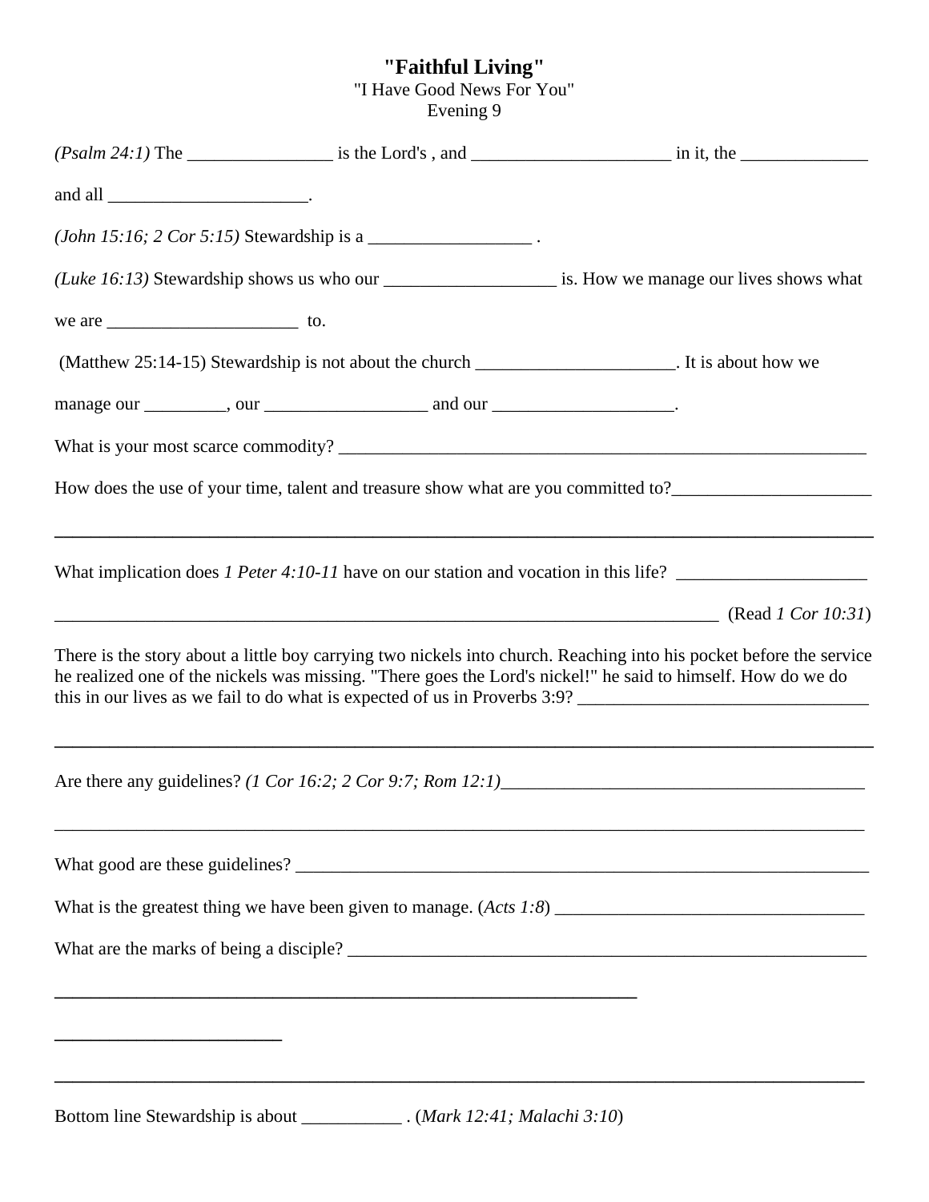# "Faithful Living"

"I Have Good News For You"
Evening 9

*(Psalm 24:1)* The ________________ is the Lord's , and ______________________ in it, the ______________ and all ______________________.

*(John 15:16; 2 Cor 5:15)* Stewardship is a __________________ .

*(Luke 16:13)* Stewardship shows us who our ___________________ is. How we manage our lives shows what we are _____________________ to.

(Matthew 25:14-15) Stewardship is not about the church ______________________. It is about how we manage our _________, our __________________ and our ____________________.

What is your most scarce commodity? ____________________________________________________________

How does the use of your time, talent and treasure show what are you committed to?______________________

_______________________________________________________________________________

What implication does *1 Peter 4:10-11* have on our station and vocation in this life? _____________________

___________________________________________________________________________ (Read *1 Cor 10:31*)

There is the story about a little boy carrying two nickels into church. Reaching into his pocket before the service he realized one of the nickels was missing. "There goes the Lord's nickel!" he said to himself. How do we do this in our lives as we fail to do what is expected of us in Proverbs 3:9? ________________________________

_______________________________________________________________________________

Are there any guidelines? *(1 Cor 16:2; 2 Cor 9:7; Rom 12:1)*_________________________________________

_______________________________________________________________________________

What good are these guidelines? _____________________________________________________________

What is the greatest thing we have been given to manage. (*Acts 1:8*) __________________________________

What are the marks of being a disciple? ________________________________________________________

__________________________________________________________

_______________________

_______________________________________________________________________________

Bottom line Stewardship is about ___________ . (*Mark 12:41; Malachi 3:10*)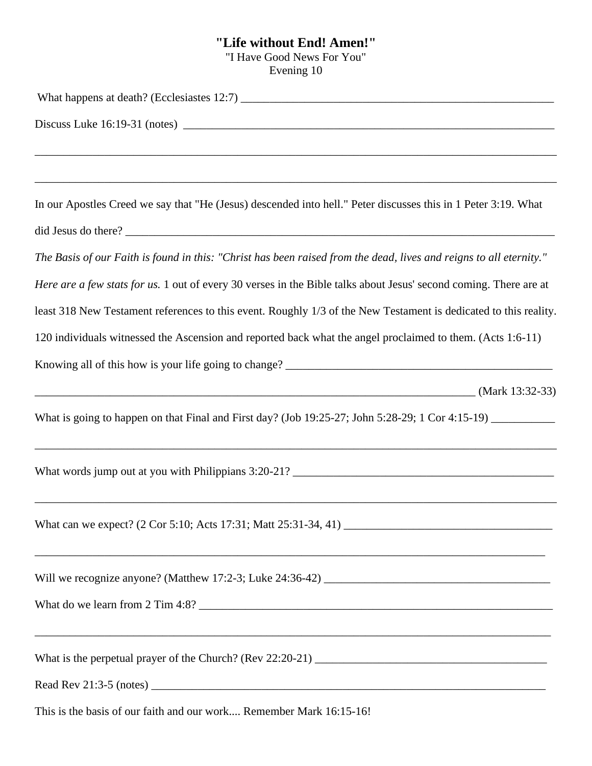# **"Life without End! Amen!"**

"I Have Good News For You"
Evening 10

What happens at death? (Ecclesiastes 12:7) ________________________________________________________

Discuss Luke 16:19-31 (notes) ______________________________________________________________

______________________________________________________________________________________

______________________________________________________________________________________

In our Apostles Creed we say that "He (Jesus) descended into hell." Peter discusses this in 1 Peter 3:19. What did Jesus do there? ________________________________________________________________________

*The Basis of our Faith is found in this: "Christ has been raised from the dead, lives and reigns to all eternity."*

*Here are a few stats for us.* 1 out of every 30 verses in the Bible talks about Jesus' second coming. There are at least 318 New Testament references to this event. Roughly 1/3 of the New Testament is dedicated to this reality. 120 individuals witnessed the Ascension and reported back what the angel proclaimed to them. (Acts 1:6-11)

Knowing all of this how is your life going to change? _____________________________________________

_________________________________________________________________________ (Mark 13:32-33)

What is going to happen on that Final and First day? (Job 19:25-27; John 5:28-29; 1 Cor 4:15-19) ___________

______________________________________________________________________________________

What words jump out at you with Philippians 3:20-21? _____________________________________________

______________________________________________________________________________________

What can we expect? (2 Cor 5:10; Acts 17:31; Matt 25:31-34, 41) ___________________________________

______________________________________________________________________________________

Will we recognize anyone? (Matthew 17:2-3; Luke 24:36-42) _______________________________________

What do we learn from 2 Tim 4:8? ___________________________________________________________

______________________________________________________________________________________

What is the perpetual prayer of the Church? (Rev 22:20-21) _______________________________________

Read Rev 21:3-5 (notes) ___________________________________________________________________

This is the basis of our faith and our work.... Remember Mark 16:15-16!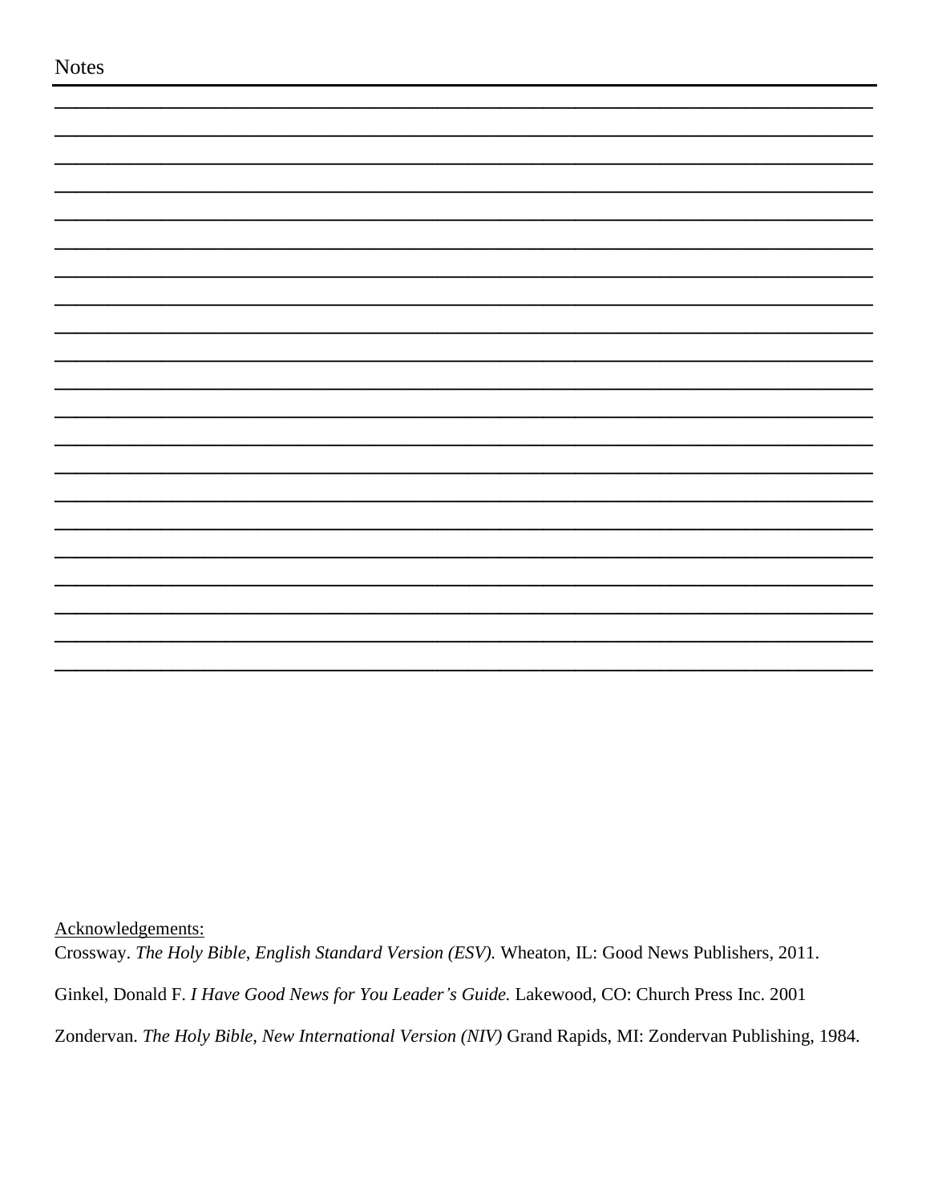Notes

Acknowledgements:

Crossway. *The Holy Bible, English Standard Version (ESV).* Wheaton, IL: Good News Publishers, 2011.

Ginkel, Donald F. *I Have Good News for You Leader's Guide.* Lakewood, CO: Church Press Inc. 2001

Zondervan. *The Holy Bible, New International Version (NIV)* Grand Rapids, MI: Zondervan Publishing, 1984.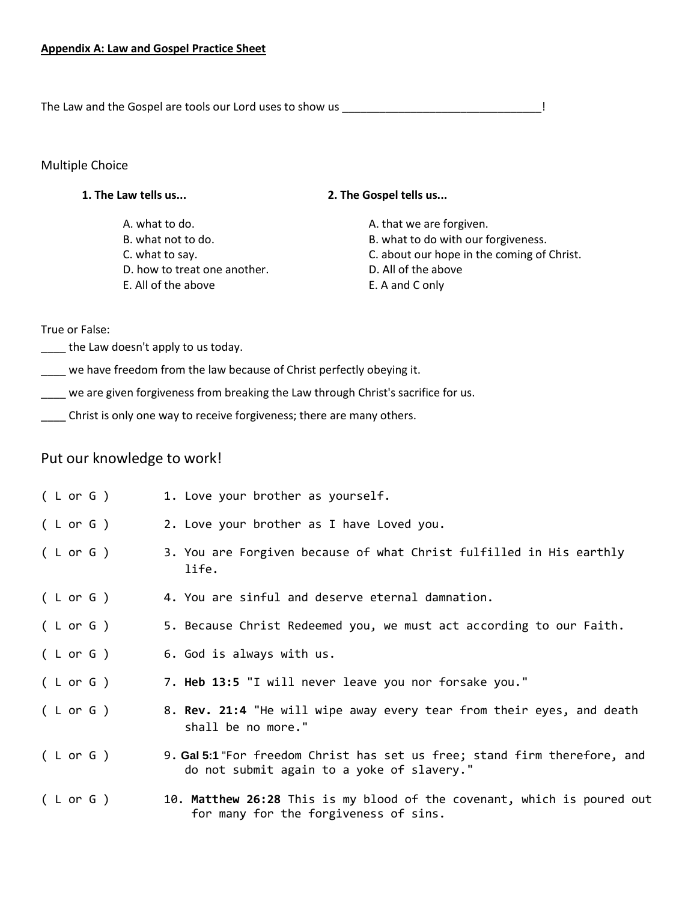**Appendix A: Law and Gospel Practice Sheet**

The Law and the Gospel are tools our Lord uses to show us _________________________________!

Multiple Choice

**1. The Law tells us...**

A. what to do.
B. what not to do.
C. what to say.
D. how to treat one another.
E. All of the above

**2. The Gospel tells us...**

A. that we are forgiven.
B. what to do with our forgiveness.
C. about our hope in the coming of Christ.
D. All of the above
E. A and C only

True or False:

____ the Law doesn't apply to us today.

____ we have freedom from the law because of Christ perfectly obeying it.

____ we are given forgiveness from breaking the Law through Christ's sacrifice for us.

____ Christ is only one way to receive forgiveness; there are many others.

## Put our knowledge to work!

( L or G ) 1. Love your brother as yourself.

( L or G ) 2. Love your brother as I have Loved you.

( L or G ) 3. You are Forgiven because of what Christ fulfilled in His earthly life.

( L or G ) 4. You are sinful and deserve eternal damnation.

( L or G ) 5. Because Christ Redeemed you, we must act according to our Faith.

( L or G ) 6. God is always with us.

( L or G ) 7. **Heb 13:5** "I will never leave you nor forsake you."

( L or G ) 8. **Rev. 21:4** "He will wipe away every tear from their eyes, and death shall be no more."

( L or G ) 9. **Gal 5:1** "For freedom Christ has set us free; stand firm therefore, and do not submit again to a yoke of slavery."

( L or G ) 10. **Matthew 26:28** This is my blood of the covenant, which is poured out for many for the forgiveness of sins.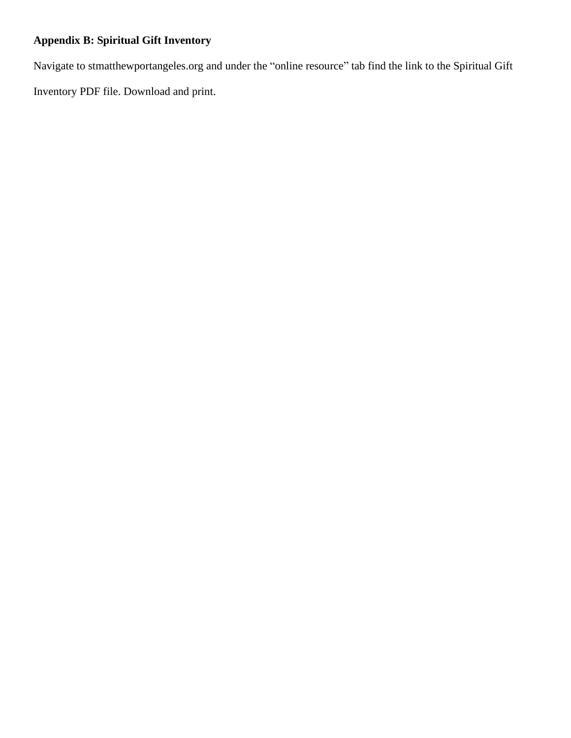**Appendix B: Spiritual Gift Inventory**

Navigate to stmatthewportangeles.org and under the “online resource” tab find the link to the Spiritual Gift Inventory PDF file. Download and print.